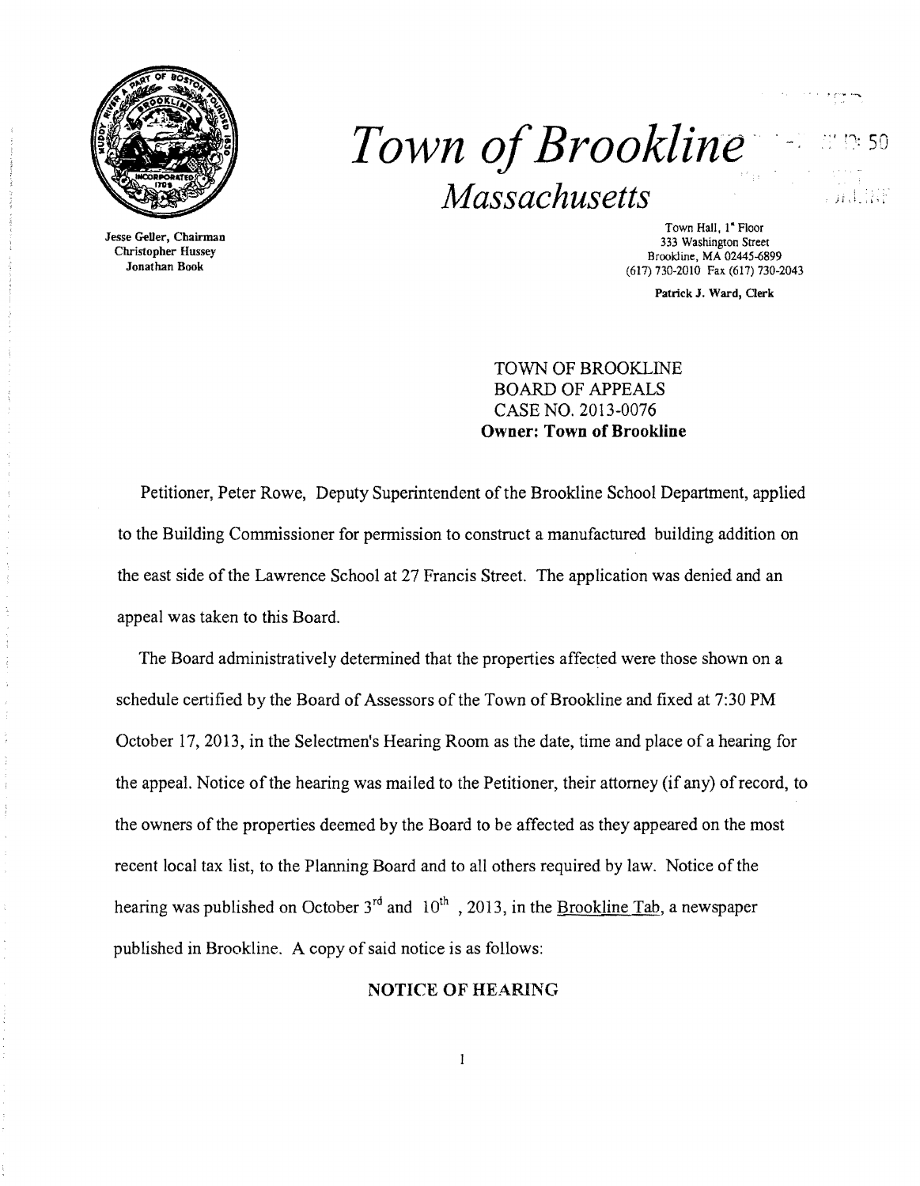# *Town of Brookline*

## *Massachusetts*

Jesse Geller, Chairman
Christopher Hussey
Jonathan Book

Town Hall, 1st Floor
333 Washington Street
Brookline, MA 02445-6899
(617) 730-2010 Fax (617) 730-2043

Patrick J. Ward, Clerk

TOWN OF BROOKLINE
BOARD OF APPEALS
CASE NO. 2013-0076
**Owner: Town of Brookline**

Petitioner, Peter Rowe, Deputy Superintendent of the Brookline School Department, applied to the Building Commissioner for permission to construct a manufactured building addition on the east side of the Lawrence School at 27 Francis Street. The application was denied and an appeal was taken to this Board.

The Board administratively determined that the properties affected were those shown on a schedule certified by the Board of Assessors of the Town of Brookline and fixed at 7:30 PM October 17, 2013, in the Selectmen's Hearing Room as the date, time and place of a hearing for the appeal. Notice of the hearing was mailed to the Petitioner, their attorney (if any) of record, to the owners of the properties deemed by the Board to be affected as they appeared on the most recent local tax list, to the Planning Board and to all others required by law. Notice of the hearing was published on October 3rd and 10th, 2013, in the Brookline Tab, a newspaper published in Brookline. A copy of said notice is as follows:

**NOTICE OF HEARING**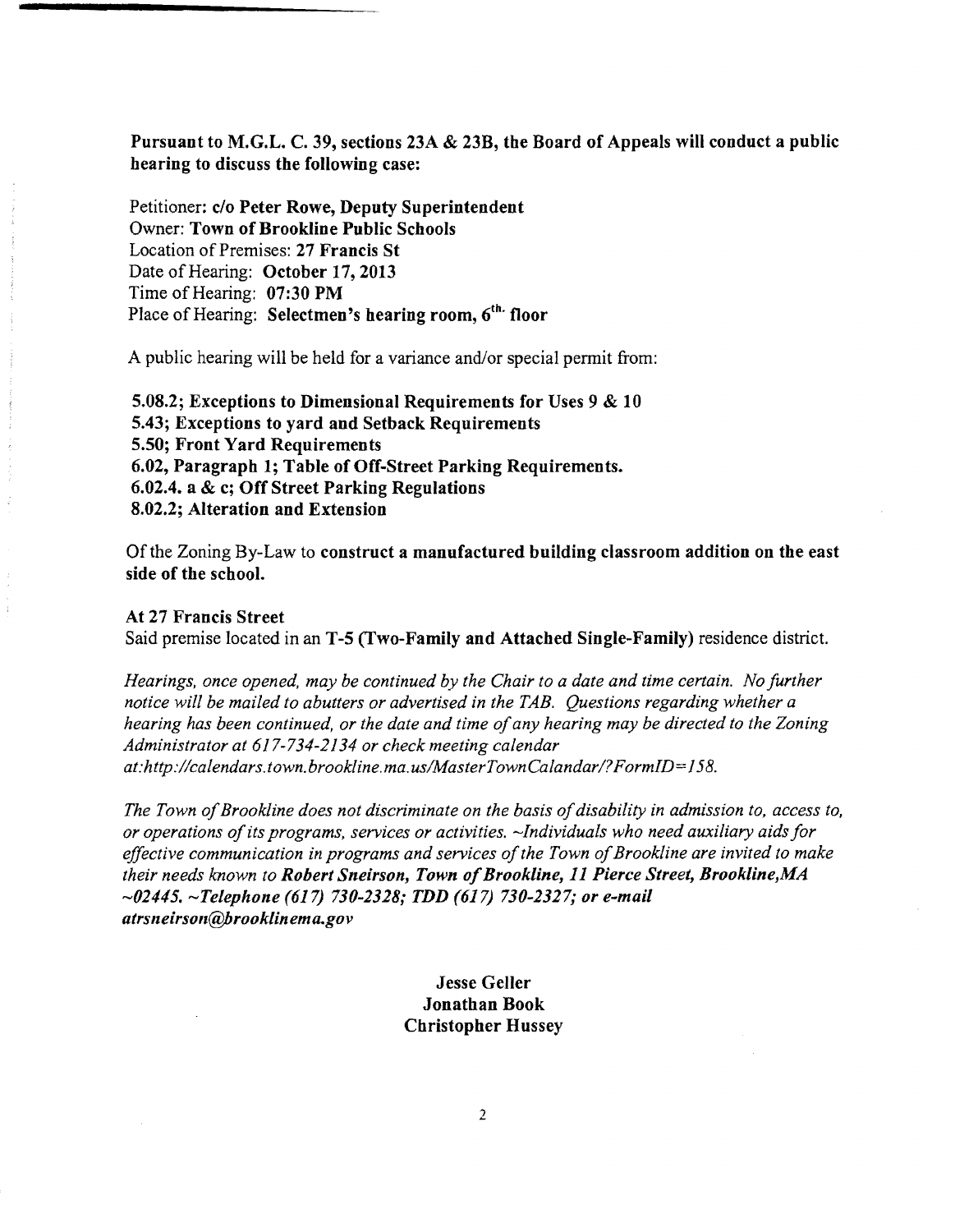**Pursuant to M.G.L. C. 39, sections 23A & 23B, the Board of Appeals will conduct a public hearing to discuss the following case:**

Petitioner: **c/o Peter Rowe, Deputy Superintendent**
Owner: **Town of Brookline Public Schools**
Location of Premises: **27 Francis St**
Date of Hearing: **October 17, 2013**
Time of Hearing: **07:30 PM**
Place of Hearing: **Selectmen's hearing room, 6th floor**

A public hearing will be held for a variance and/or special permit from:

**5.08.2; Exceptions to Dimensional Requirements for Uses 9 & 10**
**5.43; Exceptions to yard and Setback Requirements**
**5.50; Front Yard Requirements**
**6.02, Paragraph 1; Table of Off-Street Parking Requirements.**
**6.02.4. a & c; Off Street Parking Regulations**
**8.02.2; Alteration and Extension**

Of the Zoning By-Law to **construct a manufactured building classroom addition on the east side of the school.**

**At 27 Francis Street**
Said premise located in an **T-5 (Two-Family and Attached Single-Family)** residence district.

*Hearings, once opened, may be continued by the Chair to a date and time certain. No further notice will be mailed to abutters or advertised in the TAB. Questions regarding whether a hearing has been continued, or the date and time of any hearing may be directed to the Zoning Administrator at 617-734-2134 or check meeting calendar at:http://calendars.town.brookline.ma.us/MasterTownCalandar/?FormID=158.*

*The Town of Brookline does not discriminate on the basis of disability in admission to, access to, or operations of its programs, services or activities. ~Individuals who need auxiliary aids for effective communication in programs and services of the Town of Brookline are invited to make their needs known to **Robert Sneirson, Town of Brookline, 11 Pierce Street, Brookline,MA ~02445. ~Telephone (617) 730-2328; TDD (617) 730-2327; or e-mail atrsneirson@brooklinema.gov***

**Jesse Geller**
**Jonathan Book**
**Christopher Hussey**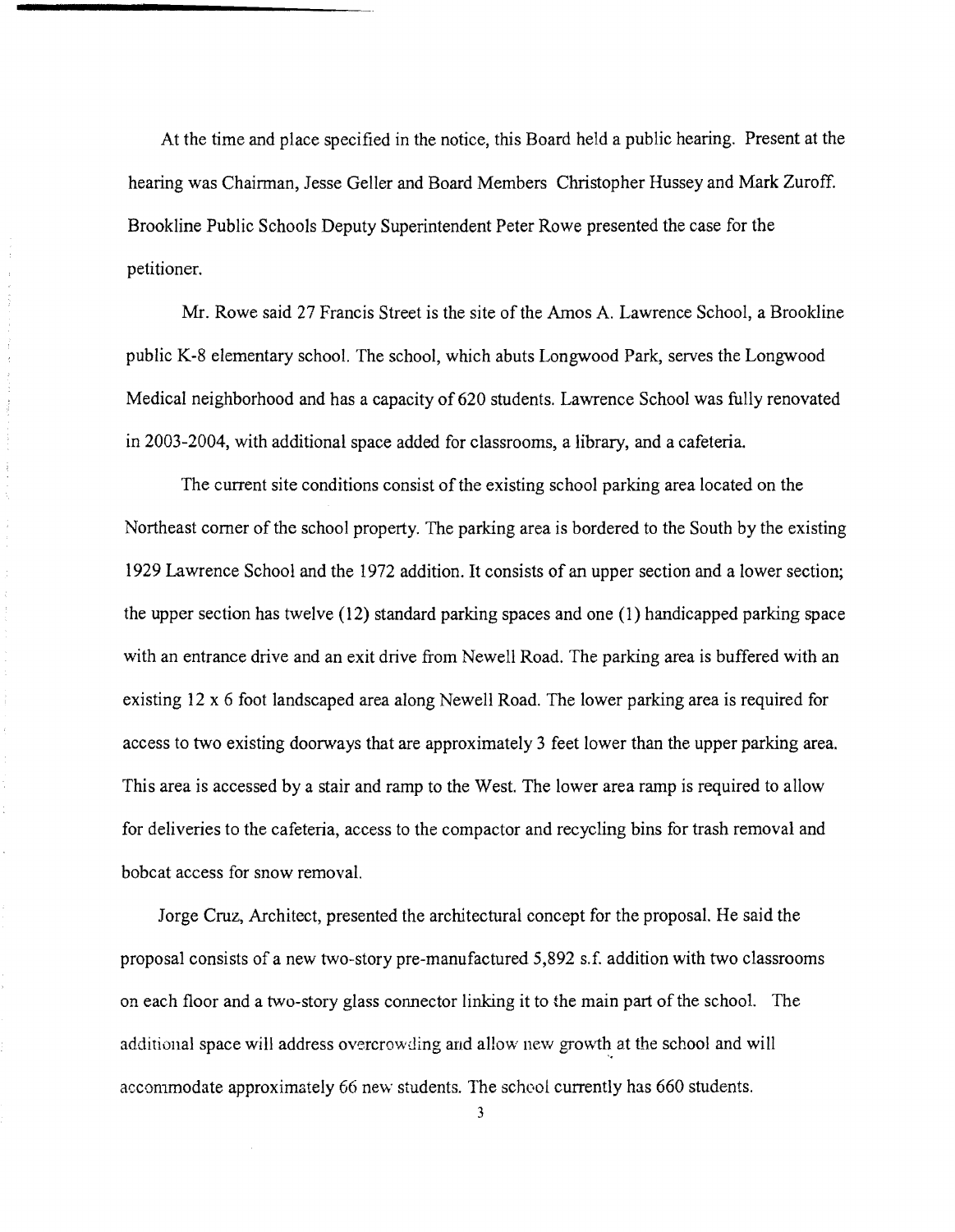At the time and place specified in the notice, this Board held a public hearing. Present at the hearing was Chairman, Jesse Geller and Board Members Christopher Hussey and Mark Zuroff. Brookline Public Schools Deputy Superintendent Peter Rowe presented the case for the petitioner.

Mr. Rowe said 27 Francis Street is the site of the Amos A. Lawrence School, a Brookline public K-8 elementary school. The school, which abuts Longwood Park, serves the Longwood Medical neighborhood and has a capacity of 620 students. Lawrence School was fully renovated in 2003-2004, with additional space added for classrooms, a library, and a cafeteria.

The current site conditions consist of the existing school parking area located on the Northeast corner of the school property. The parking area is bordered to the South by the existing 1929 Lawrence School and the 1972 addition. It consists of an upper section and a lower section; the upper section has twelve (12) standard parking spaces and one (1) handicapped parking space with an entrance drive and an exit drive from Newell Road. The parking area is buffered with an existing 12 x 6 foot landscaped area along Newell Road. The lower parking area is required for access to two existing doorways that are approximately 3 feet lower than the upper parking area. This area is accessed by a stair and ramp to the West. The lower area ramp is required to allow for deliveries to the cafeteria, access to the compactor and recycling bins for trash removal and bobcat access for snow removal.

Jorge Cruz, Architect, presented the architectural concept for the proposal. He said the proposal consists of a new two-story pre-manufactured 5,892 s.f. addition with two classrooms on each floor and a two-story glass connector linking it to the main part of the school. The additional space will address overcrowding and allow new growth at the school and will accommodate approximately 66 new students. The school currently has 660 students.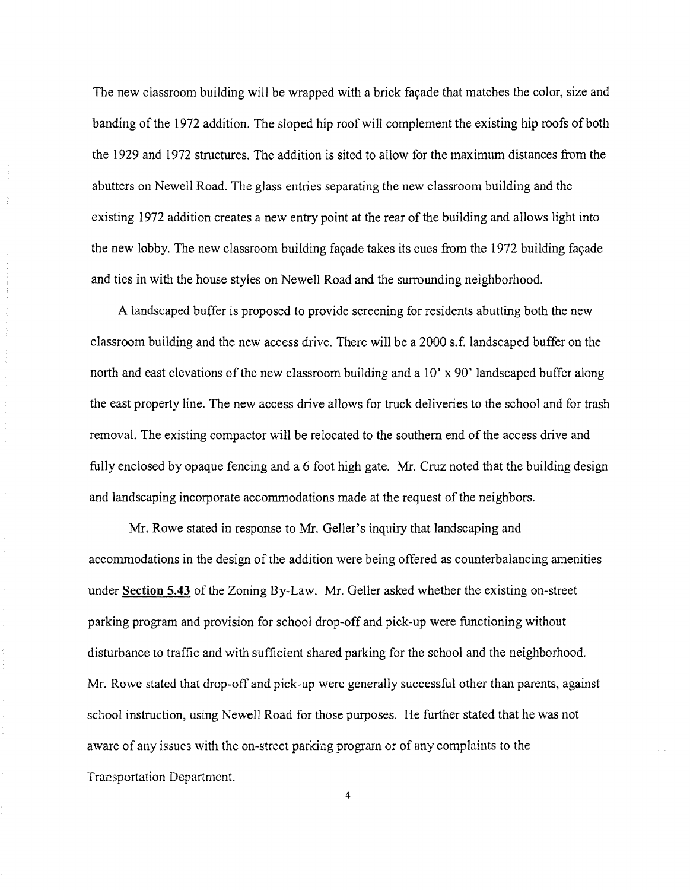The new classroom building will be wrapped with a brick façade that matches the color, size and banding of the 1972 addition. The sloped hip roof will complement the existing hip roofs of both the 1929 and 1972 structures. The addition is sited to allow for the maximum distances from the abutters on Newell Road. The glass entries separating the new classroom building and the existing 1972 addition creates a new entry point at the rear of the building and allows light into the new lobby. The new classroom building façade takes its cues from the 1972 building façade and ties in with the house styles on Newell Road and the surrounding neighborhood.

A landscaped buffer is proposed to provide screening for residents abutting both the new classroom building and the new access drive. There will be a 2000 s.f. landscaped buffer on the north and east elevations of the new classroom building and a 10' x 90' landscaped buffer along the east property line. The new access drive allows for truck deliveries to the school and for trash removal. The existing compactor will be relocated to the southern end of the access drive and fully enclosed by opaque fencing and a 6 foot high gate. Mr. Cruz noted that the building design and landscaping incorporate accommodations made at the request of the neighbors.

Mr. Rowe stated in response to Mr. Geller's inquiry that landscaping and accommodations in the design of the addition were being offered as counterbalancing amenities under **Section 5.43** of the Zoning By-Law. Mr. Geller asked whether the existing on-street parking program and provision for school drop-off and pick-up were functioning without disturbance to traffic and with sufficient shared parking for the school and the neighborhood. Mr. Rowe stated that drop-off and pick-up were generally successful other than parents, against school instruction, using Newell Road for those purposes. He further stated that he was not aware of any issues with the on-street parking program or of any complaints to the Transportation Department.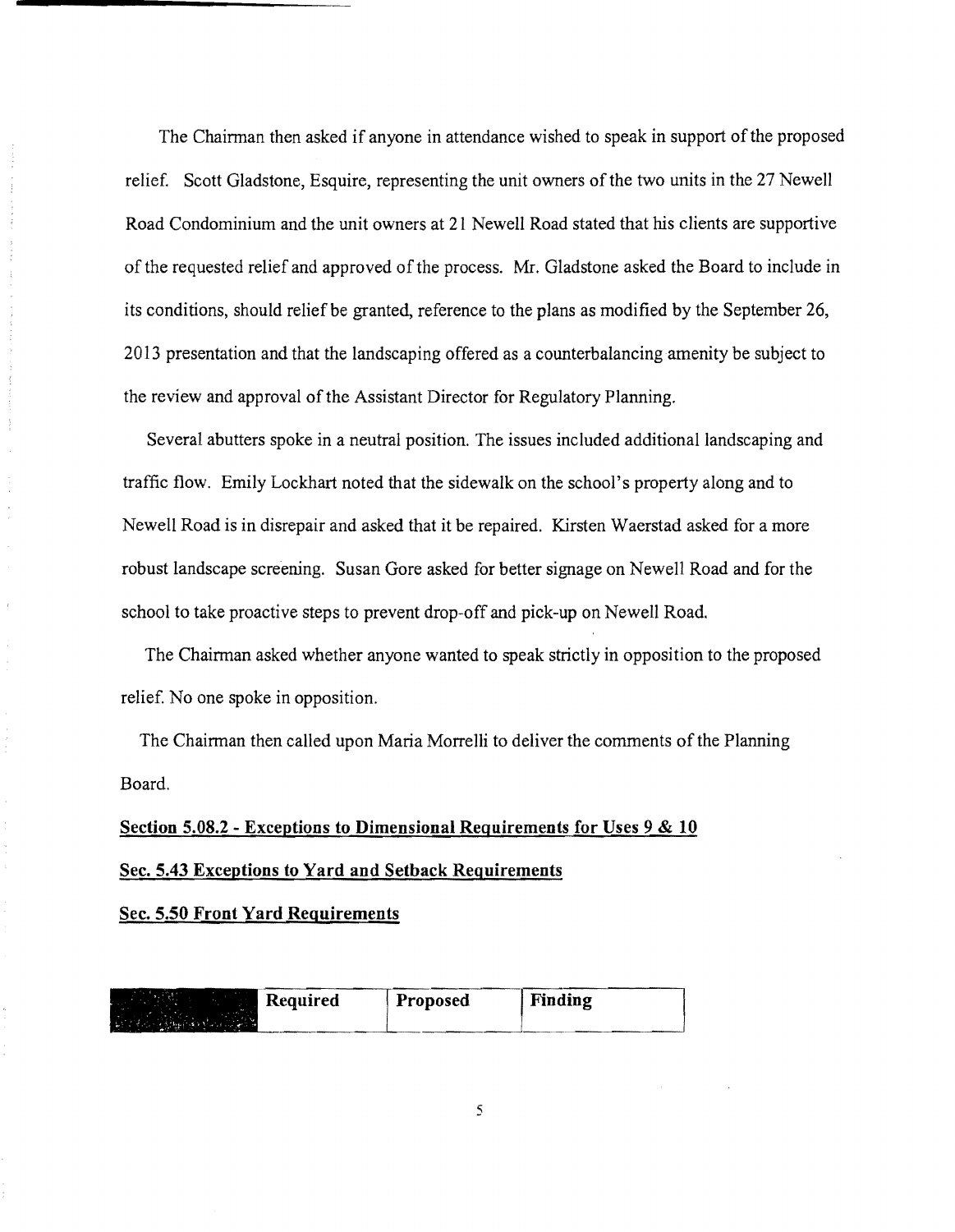The Chairman then asked if anyone in attendance wished to speak in support of the proposed relief. Scott Gladstone, Esquire, representing the unit owners of the two units in the 27 Newell Road Condominium and the unit owners at 21 Newell Road stated that his clients are supportive of the requested relief and approved of the process. Mr. Gladstone asked the Board to include in its conditions, should relief be granted, reference to the plans as modified by the September 26, 2013 presentation and that the landscaping offered as a counterbalancing amenity be subject to the review and approval of the Assistant Director for Regulatory Planning.

Several abutters spoke in a neutral position. The issues included additional landscaping and traffic flow. Emily Lockhart noted that the sidewalk on the school's property along and to Newell Road is in disrepair and asked that it be repaired. Kirsten Waerstad asked for a more robust landscape screening. Susan Gore asked for better signage on Newell Road and for the school to take proactive steps to prevent drop-off and pick-up on Newell Road.

The Chairman asked whether anyone wanted to speak strictly in opposition to the proposed relief. No one spoke in opposition.

The Chairman then called upon Maria Morrelli to deliver the comments of the Planning Board.

**Section 5.08.2 - Exceptions to Dimensional Requirements for Uses 9 & 10**

**Sec. 5.43 Exceptions to Yard and Setback Requirements**

**Sec. 5.50 Front Yard Requirements**

| | Required | Proposed | Finding |
|---|---|---|---|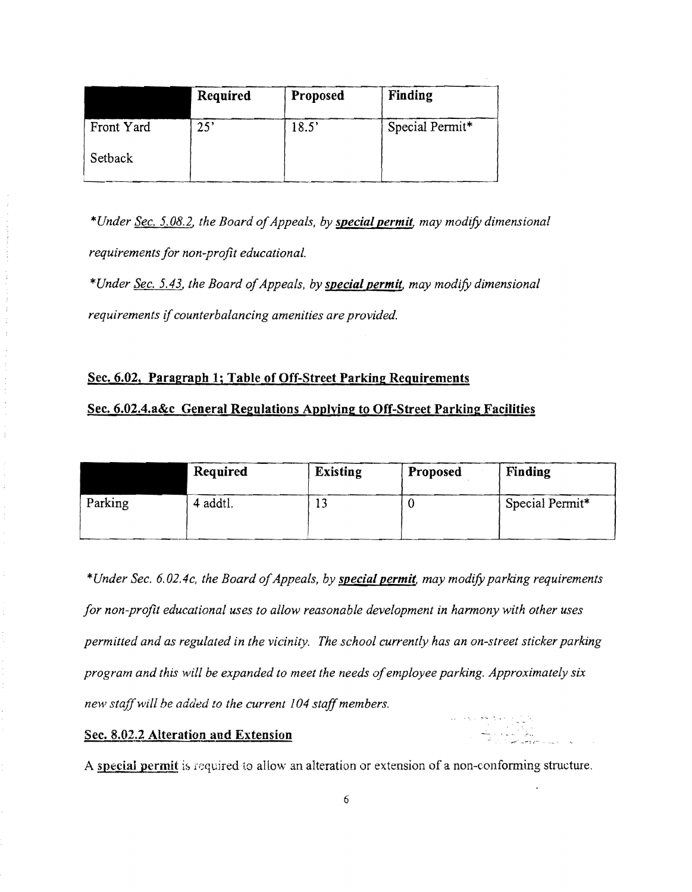| | Required | Proposed | Finding |
|---|---|---|---|
| Front Yard Setback | 25' | 18.5' | Special Permit* |

*\*Under Sec. 5.08.2, the Board of Appeals, by **special permit**, may modify dimensional requirements for non-profit educational.*

*\*Under Sec. 5.43, the Board of Appeals, by **special permit**, may modify dimensional requirements if counterbalancing amenities are provided.*

**Sec. 6.02, Paragraph 1; Table of Off-Street Parking Requirements**

**Sec. 6.02.4.a&c General Regulations Applying to Off-Street Parking Facilities**

| | Required | Existing | Proposed | Finding |
|---|---|---|---|---|
| Parking | 4 addtl. | 13 | 0 | Special Permit* |

*\*Under Sec. 6.02.4c, the Board of Appeals, by **special permit**, may modify parking requirements for non-profit educational uses to allow reasonable development in harmony with other uses permitted and as regulated in the vicinity. The school currently has an on-street sticker parking program and this will be expanded to meet the needs of employee parking. Approximately six new staff will be added to the current 104 staff members.*

**Sec. 8.02.2 Alteration and Extension**

A special permit is required to allow an alteration or extension of a non-conforming structure.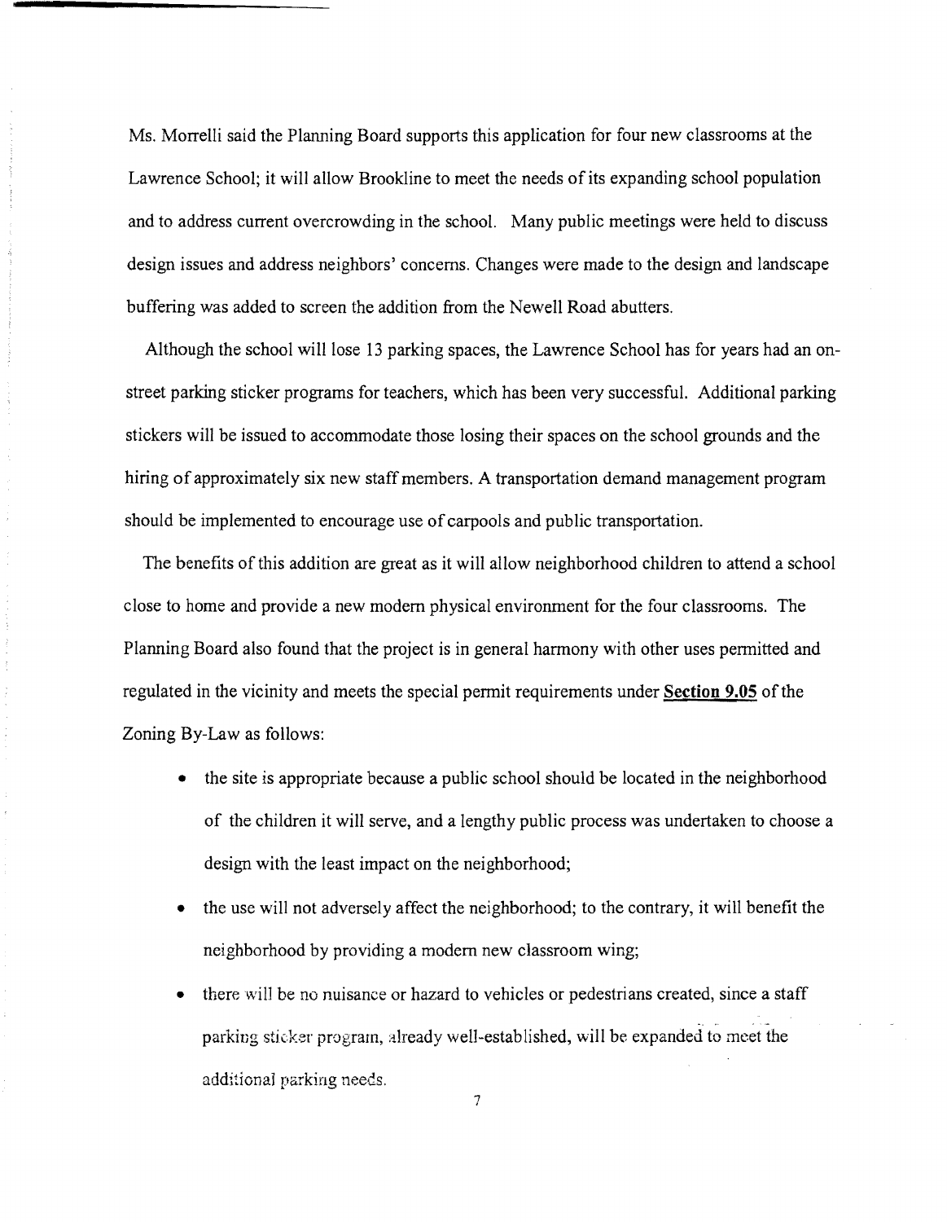Ms. Morrelli said the Planning Board supports this application for four new classrooms at the Lawrence School; it will allow Brookline to meet the needs of its expanding school population and to address current overcrowding in the school. Many public meetings were held to discuss design issues and address neighbors' concerns. Changes were made to the design and landscape buffering was added to screen the addition from the Newell Road abutters.

Although the school will lose 13 parking spaces, the Lawrence School has for years had an on-street parking sticker programs for teachers, which has been very successful. Additional parking stickers will be issued to accommodate those losing their spaces on the school grounds and the hiring of approximately six new staff members. A transportation demand management program should be implemented to encourage use of carpools and public transportation.

The benefits of this addition are great as it will allow neighborhood children to attend a school close to home and provide a new modern physical environment for the four classrooms. The Planning Board also found that the project is in general harmony with other uses permitted and regulated in the vicinity and meets the special permit requirements under **Section 9.05** of the Zoning By-Law as follows:

- the site is appropriate because a public school should be located in the neighborhood of the children it will serve, and a lengthy public process was undertaken to choose a design with the least impact on the neighborhood;
- the use will not adversely affect the neighborhood; to the contrary, it will benefit the neighborhood by providing a modern new classroom wing;
- there will be no nuisance or hazard to vehicles or pedestrians created, since a staff parking sticker program, already well-established, will be expanded to meet the additional parking needs.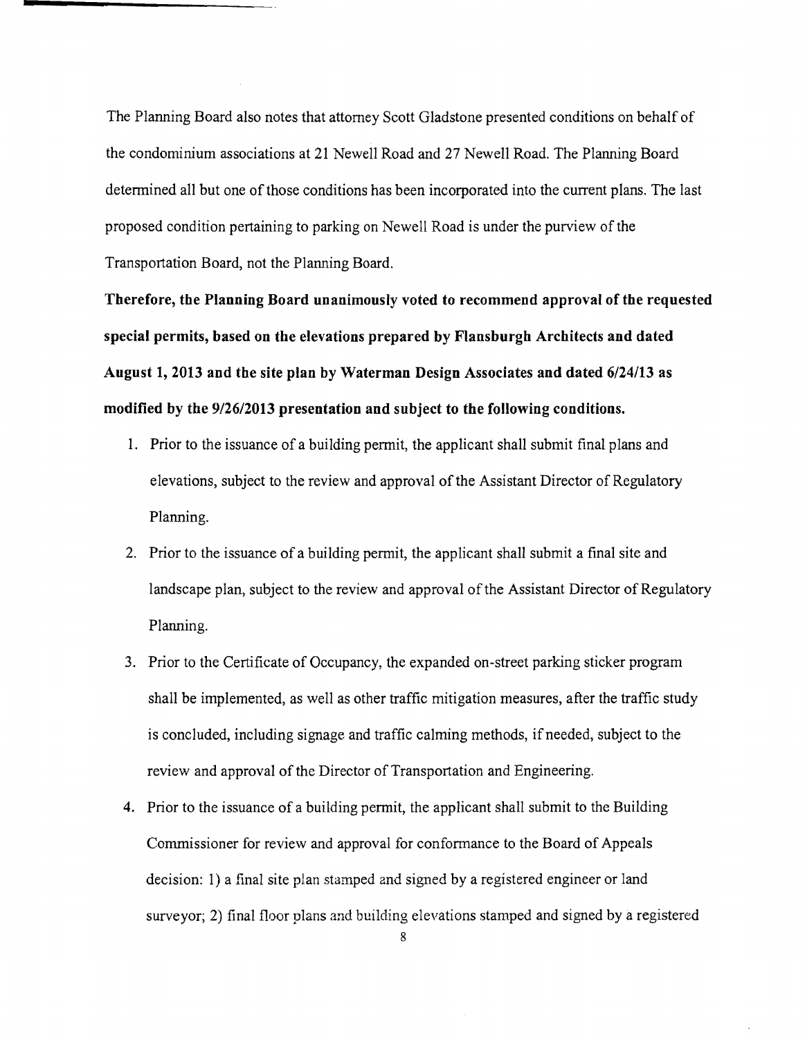The Planning Board also notes that attorney Scott Gladstone presented conditions on behalf of the condominium associations at 21 Newell Road and 27 Newell Road. The Planning Board determined all but one of those conditions has been incorporated into the current plans. The last proposed condition pertaining to parking on Newell Road is under the purview of the Transportation Board, not the Planning Board.

**Therefore, the Planning Board unanimously voted to recommend approval of the requested special permits, based on the elevations prepared by Flansburgh Architects and dated August 1, 2013 and the site plan by Waterman Design Associates and dated 6/24/13 as modified by the 9/26/2013 presentation and subject to the following conditions.**

1. Prior to the issuance of a building permit, the applicant shall submit final plans and elevations, subject to the review and approval of the Assistant Director of Regulatory Planning.
2. Prior to the issuance of a building permit, the applicant shall submit a final site and landscape plan, subject to the review and approval of the Assistant Director of Regulatory Planning.
3. Prior to the Certificate of Occupancy, the expanded on-street parking sticker program shall be implemented, as well as other traffic mitigation measures, after the traffic study is concluded, including signage and traffic calming methods, if needed, subject to the review and approval of the Director of Transportation and Engineering.
4. Prior to the issuance of a building permit, the applicant shall submit to the Building Commissioner for review and approval for conformance to the Board of Appeals decision: 1) a final site plan stamped and signed by a registered engineer or land surveyor; 2) final floor plans and building elevations stamped and signed by a registered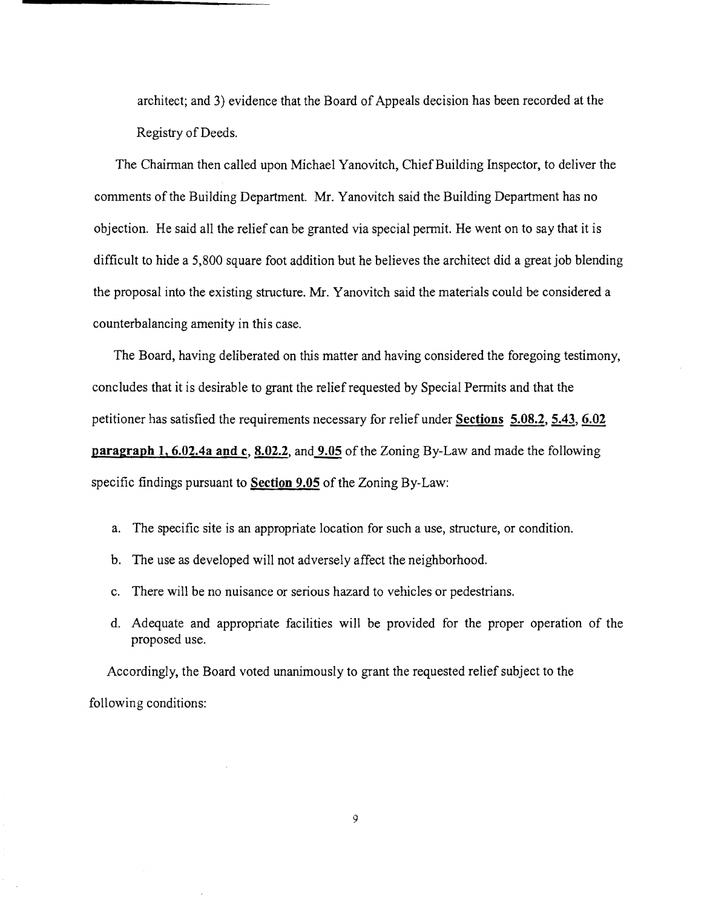architect; and 3) evidence that the Board of Appeals decision has been recorded at the Registry of Deeds.

The Chairman then called upon Michael Yanovitch, Chief Building Inspector, to deliver the comments of the Building Department. Mr. Yanovitch said the Building Department has no objection. He said all the relief can be granted via special permit. He went on to say that it is difficult to hide a 5,800 square foot addition but he believes the architect did a great job blending the proposal into the existing structure. Mr. Yanovitch said the materials could be considered a counterbalancing amenity in this case.

The Board, having deliberated on this matter and having considered the foregoing testimony, concludes that it is desirable to grant the relief requested by Special Permits and that the petitioner has satisfied the requirements necessary for relief under **Sections 5.08.2, 5.43, 6.02 paragraph 1, 6.02.4a and c, 8.02.2**, and **9.05** of the Zoning By-Law and made the following specific findings pursuant to **Section 9.05** of the Zoning By-Law:

a. The specific site is an appropriate location for such a use, structure, or condition.

b. The use as developed will not adversely affect the neighborhood.

c. There will be no nuisance or serious hazard to vehicles or pedestrians.

d. Adequate and appropriate facilities will be provided for the proper operation of the proposed use.

Accordingly, the Board voted unanimously to grant the requested relief subject to the following conditions: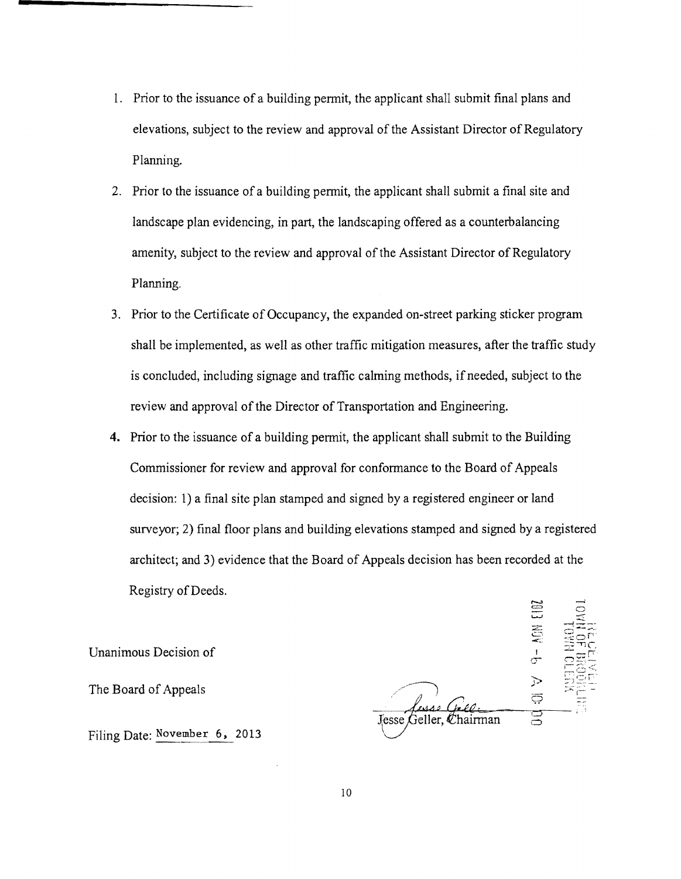1. Prior to the issuance of a building permit, the applicant shall submit final plans and elevations, subject to the review and approval of the Assistant Director of Regulatory Planning.
2. Prior to the issuance of a building permit, the applicant shall submit a final site and landscape plan evidencing, in part, the landscaping offered as a counterbalancing amenity, subject to the review and approval of the Assistant Director of Regulatory Planning.
3. Prior to the Certificate of Occupancy, the expanded on-street parking sticker program shall be implemented, as well as other traffic mitigation measures, after the traffic study is concluded, including signage and traffic calming methods, if needed, subject to the review and approval of the Director of Transportation and Engineering.
4. Prior to the issuance of a building permit, the applicant shall submit to the Building Commissioner for review and approval for conformance to the Board of Appeals decision: 1) a final site plan stamped and signed by a registered engineer or land surveyor; 2) final floor plans and building elevations stamped and signed by a registered architect; and 3) evidence that the Board of Appeals decision has been recorded at the Registry of Deeds.

Unanimous Decision of

The Board of Appeals

Filing Date: November 6, 2013

Jesse Geller, Chairman

RECEIVED
TOWN OF BROOKLINE
TOWN CLERK
2013 NOV -6 A 10:00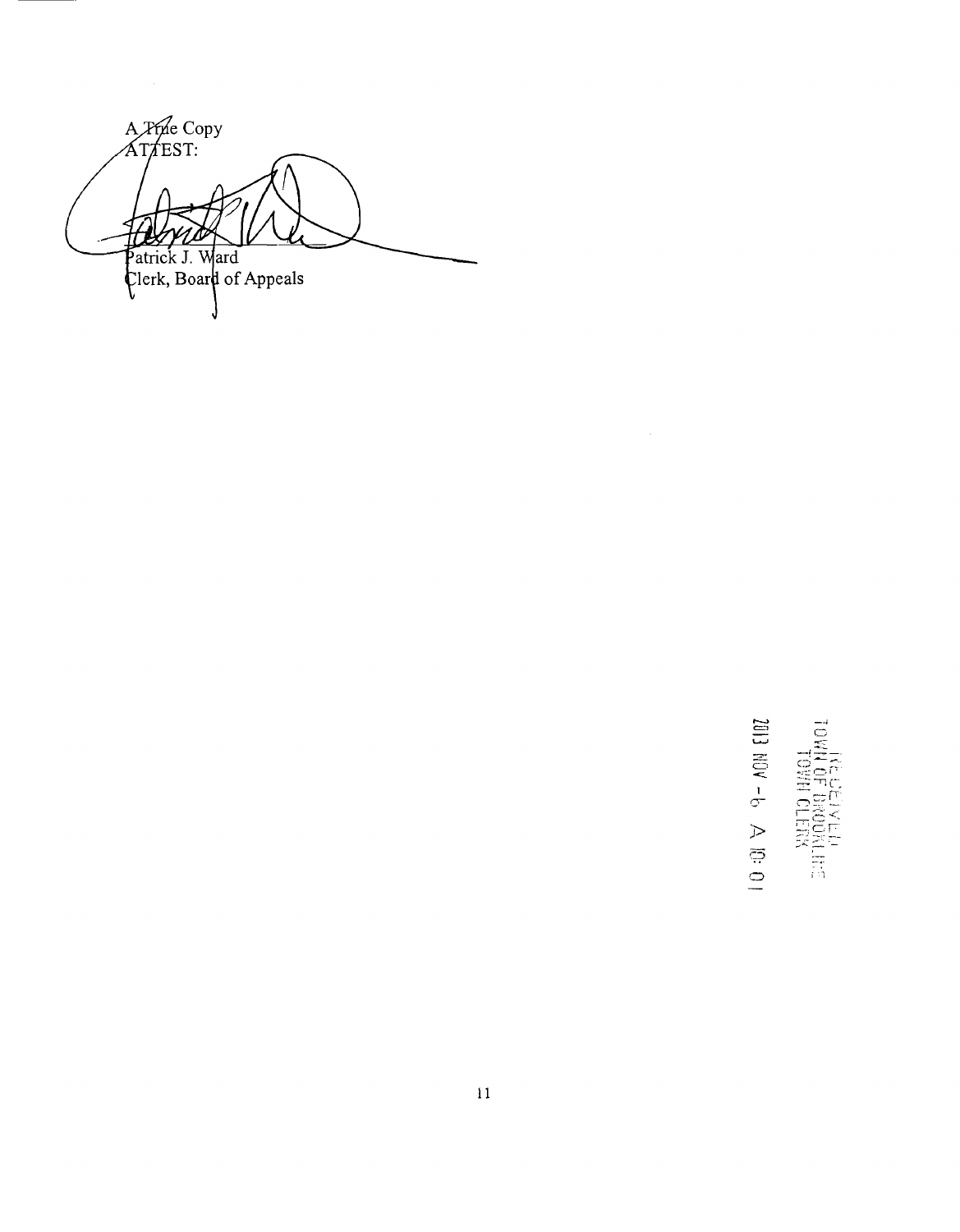A True Copy
ATTEST:

Patrick J. Ward
Clerk, Board of Appeals

RECEIVED
TOWN OF BROOKLINE
TOWN CLERK

2013 NOV -6 A 10:01